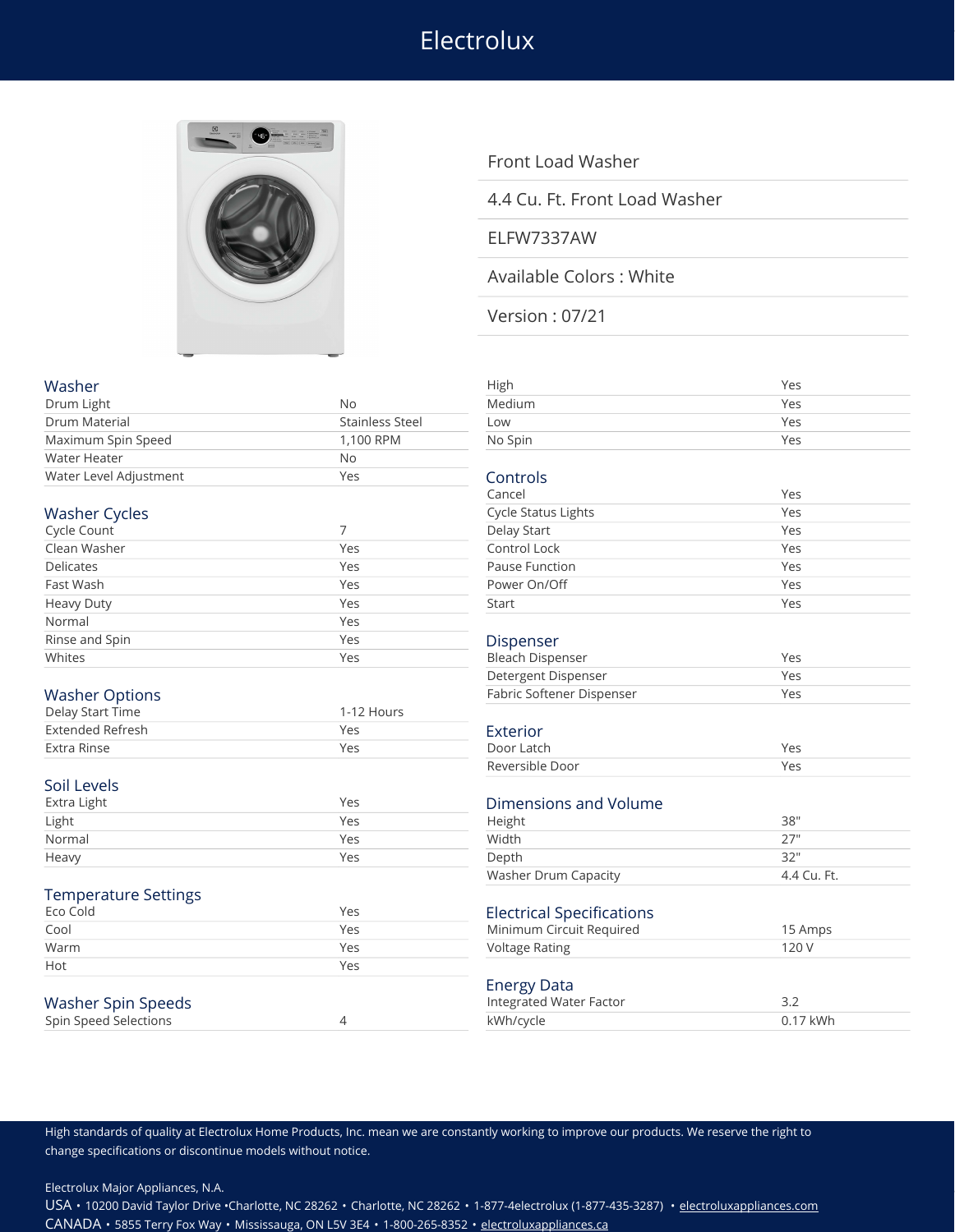# Electrolux

Front Load Washer

4.4 Cu. Ft. Front Load Washer

ELFW7337AW

Available Colors : White

Version : 07/21

## Washer

| | |
|---|---|
| Drum Light | No |
| Drum Material | Stainless Steel |
| Maximum Spin Speed | 1,100 RPM |
| Water Heater | No |
| Water Level Adjustment | Yes |

## Washer Cycles

| | |
|---|---|
| Cycle Count | 7 |
| Clean Washer | Yes |
| Delicates | Yes |
| Fast Wash | Yes |
| Heavy Duty | Yes |
| Normal | Yes |
| Rinse and Spin | Yes |
| Whites | Yes |

## Washer Options

| | |
|---|---|
| Delay Start Time | 1-12 Hours |
| Extended Refresh | Yes |
| Extra Rinse | Yes |

## Soil Levels

| | |
|---|---|
| Extra Light | Yes |
| Light | Yes |
| Normal | Yes |
| Heavy | Yes |

## Temperature Settings

| | |
|---|---|
| Eco Cold | Yes |
| Cool | Yes |
| Warm | Yes |
| Hot | Yes |

## Washer Spin Speeds

| | |
|---|---|
| Spin Speed Selections | 4 |
| High | Yes |
| Medium | Yes |
| Low | Yes |
| No Spin | Yes |

## Controls

| | |
|---|---|
| Cancel | Yes |
| Cycle Status Lights | Yes |
| Delay Start | Yes |
| Control Lock | Yes |
| Pause Function | Yes |
| Power On/Off | Yes |
| Start | Yes |

## Dispenser

| | |
|---|---|
| Bleach Dispenser | Yes |
| Detergent Dispenser | Yes |
| Fabric Softener Dispenser | Yes |

## Exterior

| | |
|---|---|
| Door Latch | Yes |
| Reversible Door | Yes |

## Dimensions and Volume

| | |
|---|---|
| Height | 38" |
| Width | 27" |
| Depth | 32" |
| Washer Drum Capacity | 4.4 Cu. Ft. |

## Electrical Specifications

| | |
|---|---|
| Minimum Circuit Required | 15 Amps |
| Voltage Rating | 120 V |

## Energy Data

| | |
|---|---|
| Integrated Water Factor | 3.2 |
| kWh/cycle | 0.17 kWh |

High standards of quality at Electrolux Home Products, Inc. mean we are constantly working to improve our products. We reserve the right to change specifications or discontinue models without notice.

Electrolux Major Appliances, N.A.

USA • 10200 David Taylor Drive •Charlotte, NC 28262 • Charlotte, NC 28262 • 1-877-4electrolux (1-877-435-3287) • electroluxappliances.com

CANADA • 5855 Terry Fox Way • Mississauga, ON L5V 3E4 • 1-800-265-8352 • electroluxappliances.ca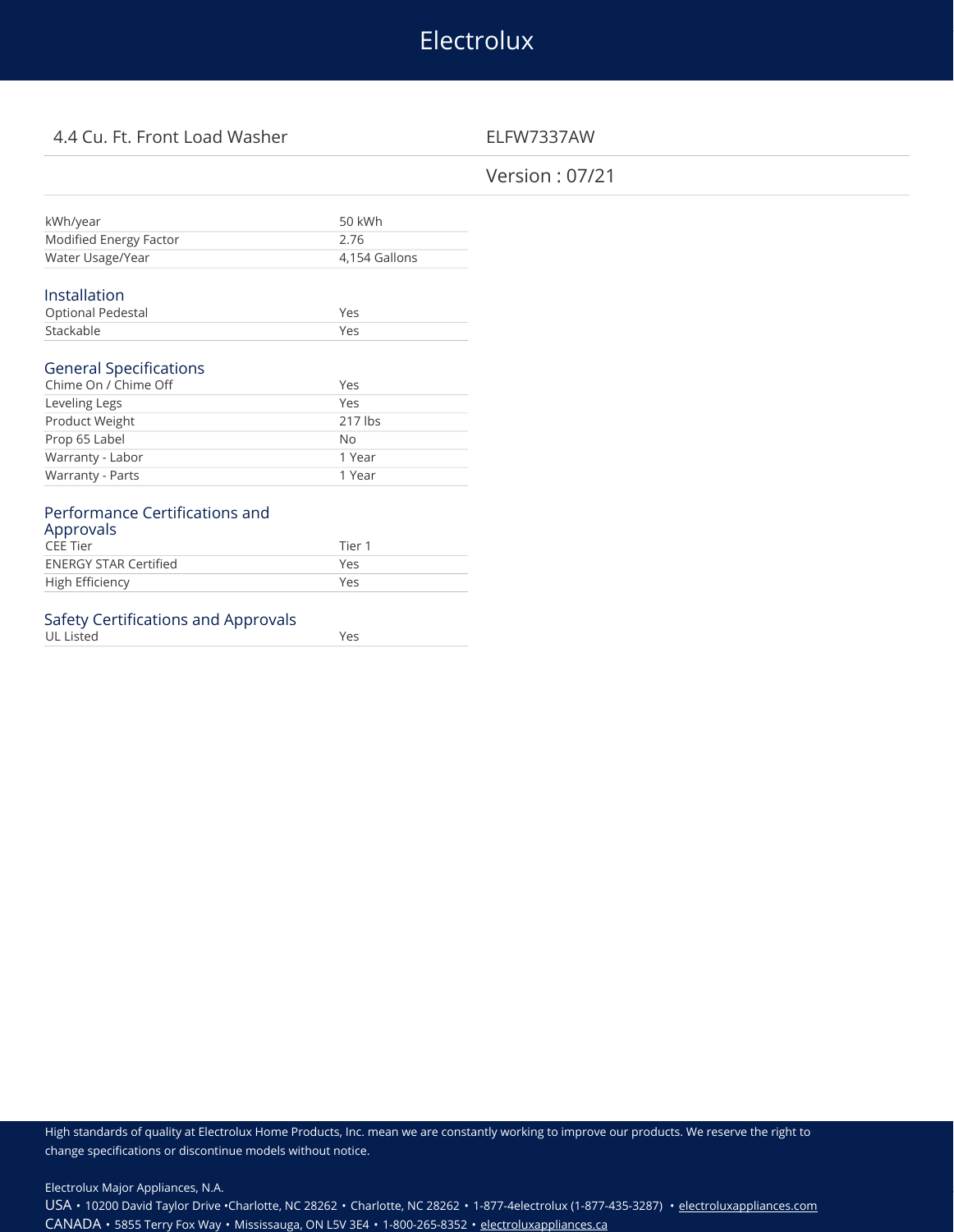4.4 Cu. Ft. Front Load Washer

ELFW7337AW

Version : 07/21

| | |
|---|---|
| kWh/year | 50 kWh |
| Modified Energy Factor | 2.76 |
| Water Usage/Year | 4,154 Gallons |

## Installation

| | |
|---|---|
| Optional Pedestal | Yes |
| Stackable | Yes |

## General Specifications

| | |
|---|---|
| Chime On / Chime Off | Yes |
| Leveling Legs | Yes |
| Product Weight | 217 lbs |
| Prop 65 Label | No |
| Warranty - Labor | 1 Year |
| Warranty - Parts | 1 Year |

## Performance Certifications and Approvals

| | |
|---|---|
| CEE Tier | Tier 1 |
| ENERGY STAR Certified | Yes |
| High Efficiency | Yes |

## Safety Certifications and Approvals

| | |
|---|---|
| UL Listed | Yes |

High standards of quality at Electrolux Home Products, Inc. mean we are constantly working to improve our products. We reserve the right to change specifications or discontinue models without notice.

Electrolux Major Appliances, N.A.
USA • 10200 David Taylor Drive •Charlotte, NC 28262 • Charlotte, NC 28262 • 1-877-4electrolux (1-877-435-3287) • electroluxappliances.com
CANADA • 5855 Terry Fox Way • Mississauga, ON L5V 3E4 • 1-800-265-8352 • electroluxappliances.ca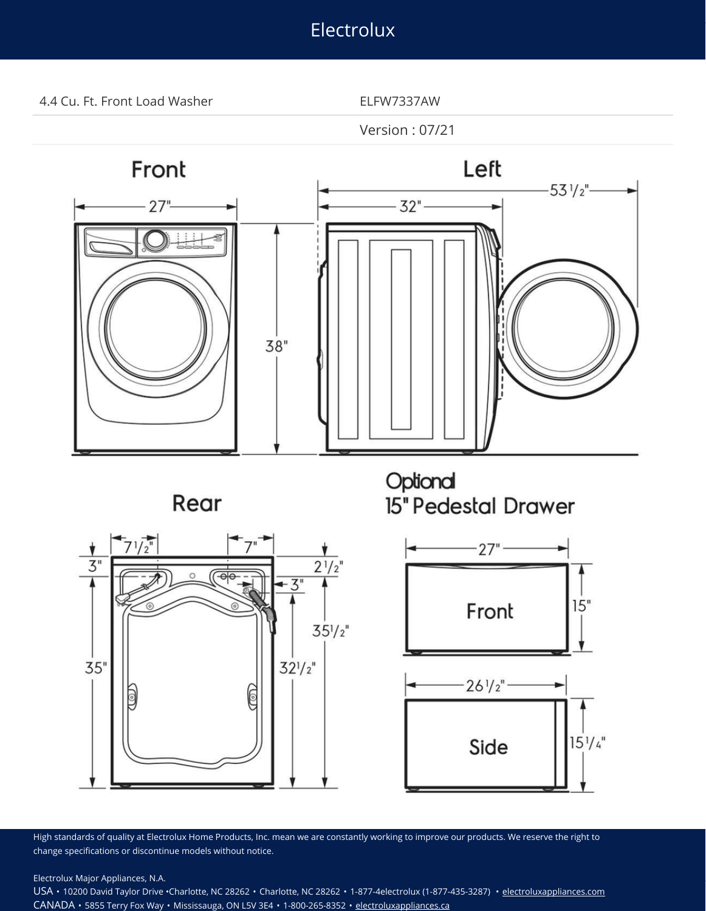# Electrolux

4.4 Cu. Ft. Front Load Washer

ELFW7337AW

Version : 07/21

## Front

27"

38"

## Left

32"

53 1/2"

## Rear

7 1/2"

7"

3"

2 1/2"

3"

35 1/2"

35"

32 1/2"

## Optional 15" Pedestal Drawer

27"

Front

15"

26 1/2"

Side

15 1/4"

High standards of quality at Electrolux Home Products, Inc. mean we are constantly working to improve our products. We reserve the right to change specifications or discontinue models without notice.

Electrolux Major Appliances, N.A.

USA • 10200 David Taylor Drive •Charlotte, NC 28262 • Charlotte, NC 28262 • 1-877-4electrolux (1-877-435-3287) • electroluxappliances.com

CANADA • 5855 Terry Fox Way • Mississauga, ON L5V 3E4 • 1-800-265-8352 • electroluxappliances.ca